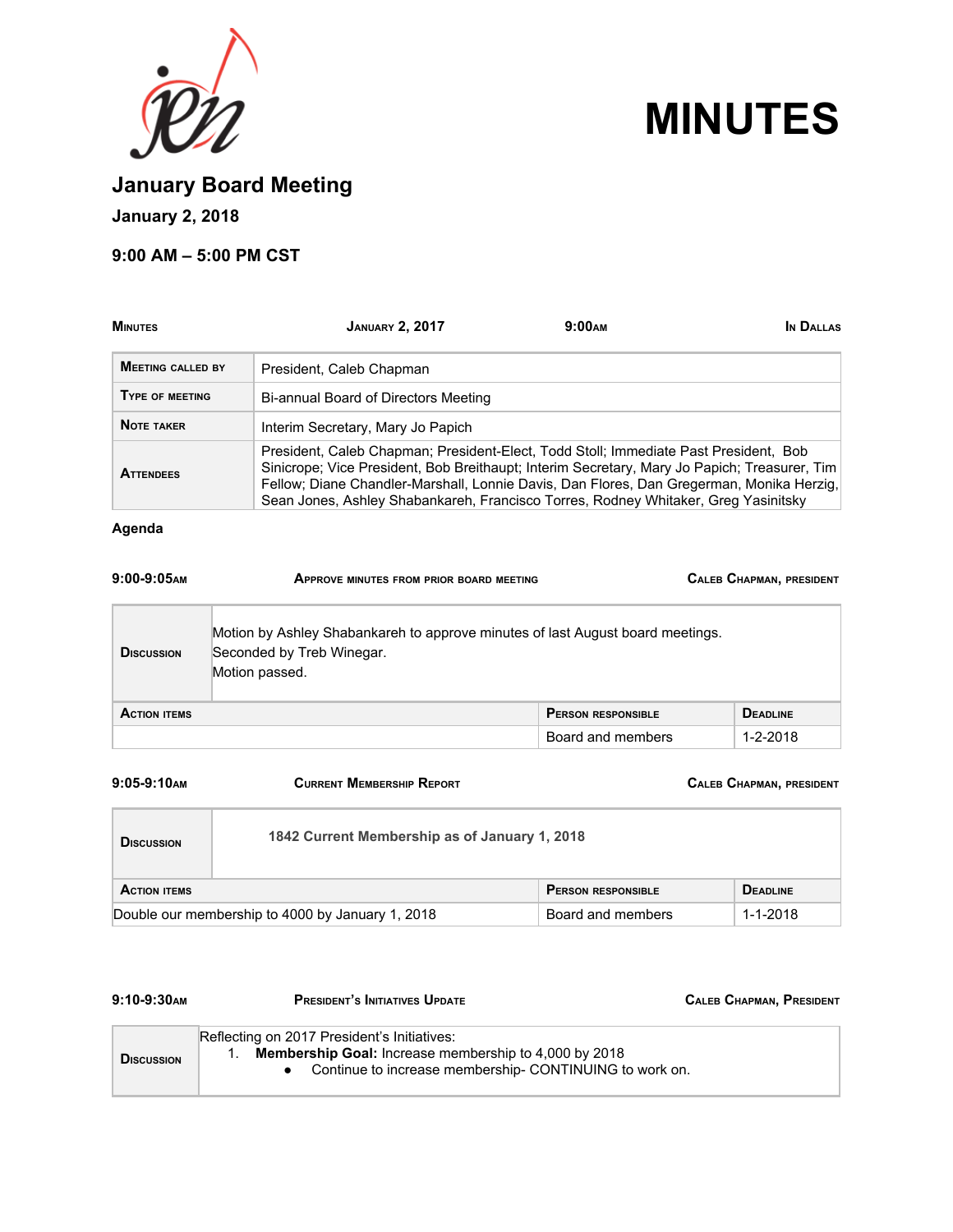# MINUTES

## January Board Meeting

### January 2, 2018

### 9:00 AM – 5:00 PM CST

| MINUTES | JANUARY 2, 2017 | 9:00AM | IN DALLAS |
|---|---|---|---|

| | |
|---|---|
| MEETING CALLED BY | President, Caleb Chapman |
| TYPE OF MEETING | Bi-annual Board of Directors Meeting |
| NOTE TAKER | Interim Secretary, Mary Jo Papich |
| ATTENDEES | President, Caleb Chapman; President-Elect, Todd Stoll; Immediate Past President, Bob Sinicrope; Vice President, Bob Breithaupt; Interim Secretary, Mary Jo Papich; Treasurer, Tim Fellow; Diane Chandler-Marshall, Lonnie Davis, Dan Flores, Dan Gregerman, Monika Herzig, Sean Jones, Ashley Shabankareh, Francisco Torres, Rodney Whitaker, Greg Yasinitsky |

**Agenda**

| 9:00-9:05AM | APPROVE MINUTES FROM PRIOR BOARD MEETING | CALEB CHAPMAN, PRESIDENT |
|---|---|---|

| | |
|---|---|
| DISCUSSION | Motion by Ashley Shabankareh to approve minutes of last August board meetings.<br>Seconded by Treb Winegar.<br>Motion passed. |

| ACTION ITEMS | PERSON RESPONSIBLE | DEADLINE |
|---|---|---|
| | Board and members | 1-2-2018 |

| 9:05-9:10AM | CURRENT MEMBERSHIP REPORT | CALEB CHAPMAN, PRESIDENT |
|---|---|---|

| | |
|---|---|
| DISCUSSION | **1842 Current Membership as of January 1, 2018** |

| ACTION ITEMS | PERSON RESPONSIBLE | DEADLINE |
|---|---|---|
| Double our membership to 4000 by January 1, 2018 | Board and members | 1-1-2018 |

| 9:10-9:30AM | PRESIDENT'S INITIATIVES UPDATE | CALEB CHAPMAN, PRESIDENT |
|---|---|---|

| | |
|---|---|
| DISCUSSION | Reflecting on 2017 President's Initiatives:<br>1. **Membership Goal:** Increase membership to 4,000 by 2018<br>• Continue to increase membership- CONTINUING to work on. |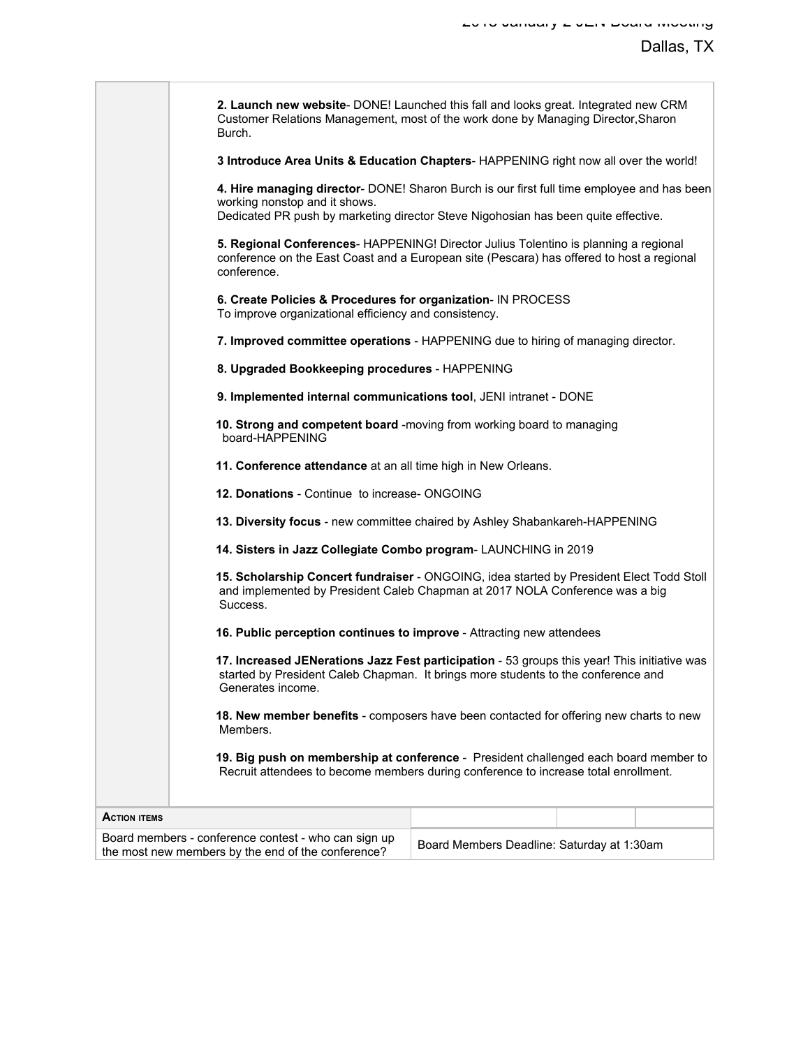**2. Launch new website**- DONE! Launched this fall and looks great. Integrated new CRM Customer Relations Management, most of the work done by Managing Director,Sharon Burch.

**3 Introduce Area Units & Education Chapters**- HAPPENING right now all over the world!

**4. Hire managing director**- DONE! Sharon Burch is our first full time employee and has been working nonstop and it shows.
Dedicated PR push by marketing director Steve Nigohosian has been quite effective.

**5. Regional Conferences**- HAPPENING! Director Julius Tolentino is planning a regional conference on the East Coast and a European site (Pescara) has offered to host a regional conference.

**6. Create Policies & Procedures for organization**- IN PROCESS
To improve organizational efficiency and consistency.

**7. Improved committee operations** - HAPPENING due to hiring of managing director.

**8. Upgraded Bookkeeping procedures** - HAPPENING

**9. Implemented internal communications tool**, JENI intranet - DONE

**10. Strong and competent board** -moving from working board to managing board-HAPPENING

**11. Conference attendance** at an all time high in New Orleans.

**12. Donations** - Continue to increase- ONGOING

**13. Diversity focus** - new committee chaired by Ashley Shabankareh-HAPPENING

**14. Sisters in Jazz Collegiate Combo program**- LAUNCHING in 2019

**15. Scholarship Concert fundraiser** - ONGOING, idea started by President Elect Todd Stoll and implemented by President Caleb Chapman at 2017 NOLA Conference was a big Success.

**16. Public perception continues to improve** - Attracting new attendees

**17. Increased JENerations Jazz Fest participation** - 53 groups this year! This initiative was started by President Caleb Chapman. It brings more students to the conference and Generates income.

**18. New member benefits** - composers have been contacted for offering new charts to new Members.

**19. Big push on membership at conference** - President challenged each board member to Recruit attendees to become members during conference to increase total enrollment.

| **Action items** | | | |
|---|---|---|---|
| Board members - conference contest - who can sign up the most new members by the end of the conference? | Board Members Deadline: Saturday at 1:30am | | |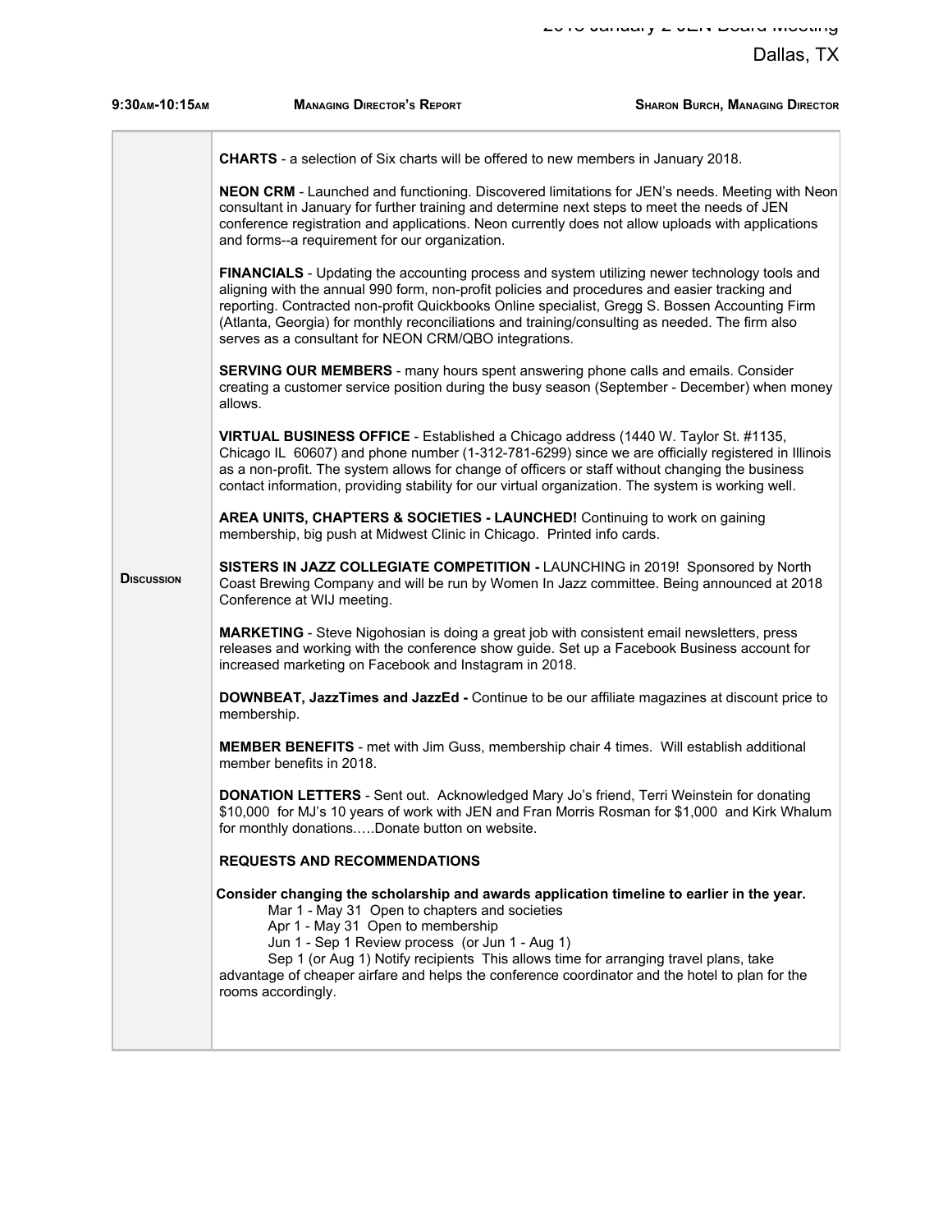Dallas, TX

| 9:30AM-10:15AM | MANAGING DIRECTOR'S REPORT | SHARON BURCH, MANAGING DIRECTOR |
|---|---|---|

**DISCUSSION**

**CHARTS** - a selection of Six charts will be offered to new members in January 2018.

**NEON CRM** - Launched and functioning. Discovered limitations for JEN's needs. Meeting with Neon consultant in January for further training and determine next steps to meet the needs of JEN conference registration and applications. Neon currently does not allow uploads with applications and forms--a requirement for our organization.

**FINANCIALS** - Updating the accounting process and system utilizing newer technology tools and aligning with the annual 990 form, non-profit policies and procedures and easier tracking and reporting. Contracted non-profit Quickbooks Online specialist, Gregg S. Bossen Accounting Firm (Atlanta, Georgia) for monthly reconciliations and training/consulting as needed. The firm also serves as a consultant for NEON CRM/QBO integrations.

**SERVING OUR MEMBERS** - many hours spent answering phone calls and emails. Consider creating a customer service position during the busy season (September - December) when money allows.

**VIRTUAL BUSINESS OFFICE** - Established a Chicago address (1440 W. Taylor St. #1135, Chicago IL 60607) and phone number (1-312-781-6299) since we are officially registered in Illinois as a non-profit. The system allows for change of officers or staff without changing the business contact information, providing stability for our virtual organization. The system is working well.

**AREA UNITS, CHAPTERS & SOCIETIES - LAUNCHED!** Continuing to work on gaining membership, big push at Midwest Clinic in Chicago. Printed info cards.

**SISTERS IN JAZZ COLLEGIATE COMPETITION -** LAUNCHING in 2019! Sponsored by North Coast Brewing Company and will be run by Women In Jazz committee. Being announced at 2018 Conference at WIJ meeting.

**MARKETING** - Steve Nigohosian is doing a great job with consistent email newsletters, press releases and working with the conference show guide. Set up a Facebook Business account for increased marketing on Facebook and Instagram in 2018.

**DOWNBEAT, JazzTimes and JazzEd -** Continue to be our affiliate magazines at discount price to membership.

**MEMBER BENEFITS** - met with Jim Guss, membership chair 4 times. Will establish additional member benefits in 2018.

**DONATION LETTERS** - Sent out. Acknowledged Mary Jo's friend, Terri Weinstein for donating $10,000 for MJ's 10 years of work with JEN and Fran Morris Rosman for $1,000 and Kirk Whalum for monthly donations…..Donate button on website.

**REQUESTS AND RECOMMENDATIONS**

**Consider changing the scholarship and awards application timeline to earlier in the year.**

Mar 1 - May 31 Open to chapters and societies
Apr 1 - May 31 Open to membership
Jun 1 - Sep 1 Review process (or Jun 1 - Aug 1)
Sep 1 (or Aug 1) Notify recipients This allows time for arranging travel plans, take advantage of cheaper airfare and helps the conference coordinator and the hotel to plan for the rooms accordingly.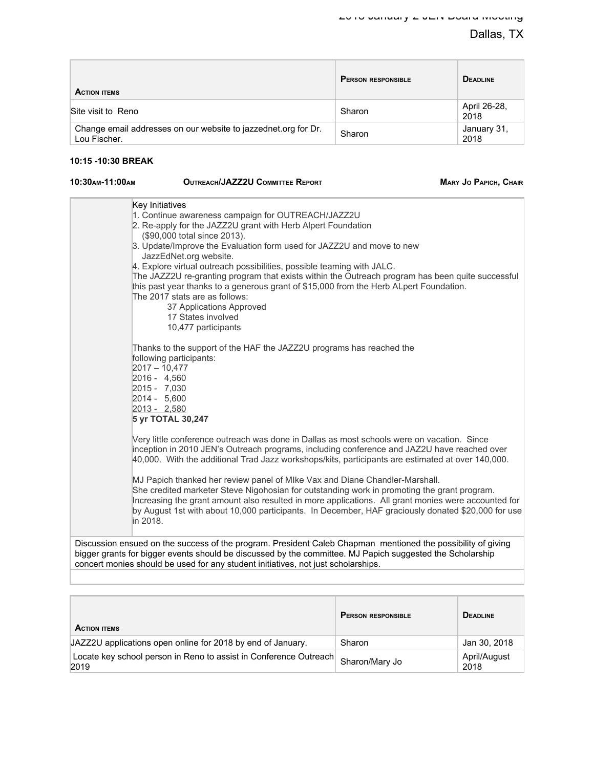| ACTION ITEMS | PERSON RESPONSIBLE | DEADLINE |
| --- | --- | --- |
| Site visit to Reno | Sharon | April 26-28, 2018 |
| Change email addresses on our website to jazzednet.org for Dr. Lou Fischer. | Sharon | January 31, 2018 |

**10:15 -10:30 BREAK**

**10:30AM-11:00AM** **OUTREACH/JAZZ2U COMMITTEE REPORT** **MARY JO PAPICH, CHAIR**

Key Initiatives
1. Continue awareness campaign for OUTREACH/JAZZ2U
2. Re-apply for the JAZZ2U grant with Herb Alpert Foundation ($90,000 total since 2013).
3. Update/Improve the Evaluation form used for JAZZ2U and move to new JazzEdNet.org website.
4. Explore virtual outreach possibilities, possible teaming with JALC.

The JAZZ2U re-granting program that exists within the Outreach program has been quite successful this past year thanks to a generous grant of $15,000 from the Herb ALpert Foundation.
The 2017 stats are as follows:

37 Applications Approved
17 States involved
10,477 participants

Thanks to the support of the HAF the JAZZ2U programs has reached the following participants:
2017 – 10,477
2016 - 4,560
2015 - 7,030
2014 - 5,600
2013 - 2,580
**5 yr TOTAL 30,247**

Very little conference outreach was done in Dallas as most schools were on vacation. Since inception in 2010 JEN's Outreach programs, including conference and JAZZ2U have reached over 40,000. With the additional Trad Jazz workshops/kits, participants are estimated at over 140,000.

MJ Papich thanked her review panel of MIke Vax and Diane Chandler-Marshall.
She credited marketer Steve Nigohosian for outstanding work in promoting the grant program. Increasing the grant amount also resulted in more applications. All grant monies were accounted for by August 1st with about 10,000 participants. In December, HAF graciously donated $20,000 for use in 2018.

Discussion ensued on the success of the program. President Caleb Chapman mentioned the possibility of giving bigger grants for bigger events should be discussed by the committee. MJ Papich suggested the Scholarship concert monies should be used for any student initiatives, not just scholarships.

| ACTION ITEMS | PERSON RESPONSIBLE | DEADLINE |
| --- | --- | --- |
| JAZZ2U applications open online for 2018 by end of January. | Sharon | Jan 30, 2018 |
| Locate key school person in Reno to assist in Conference Outreach 2019 | Sharon/Mary Jo | April/August 2018 |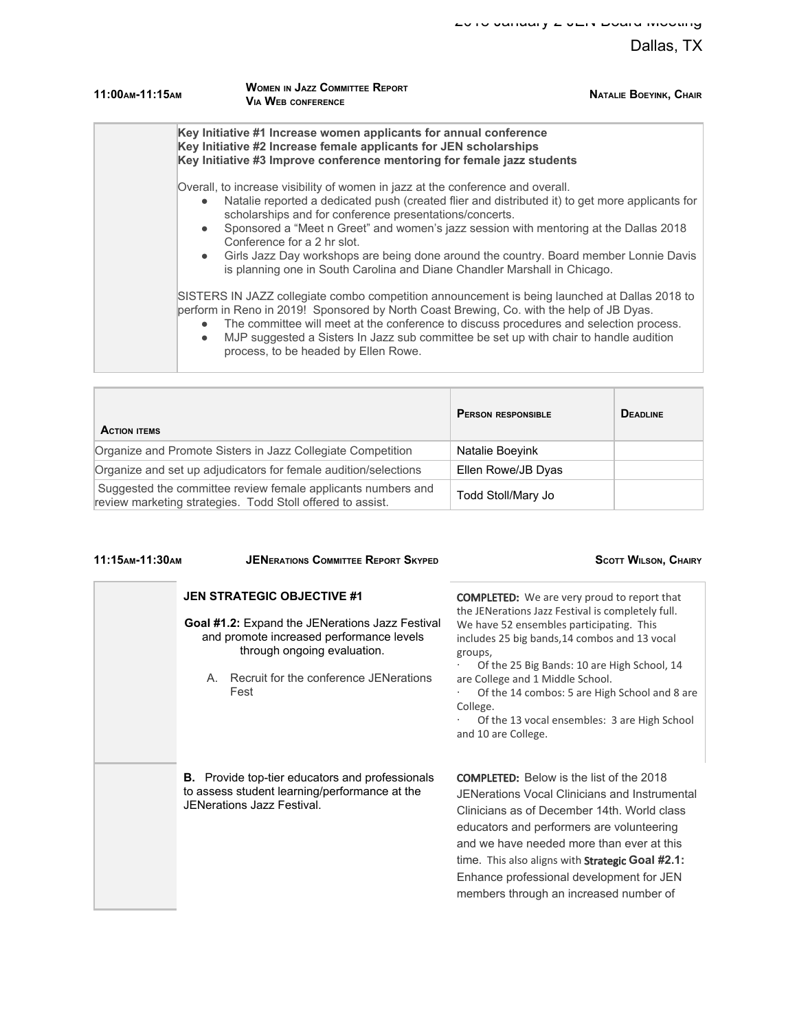**11:00AM-11:15AM** | **WOMEN IN JAZZ COMMITTEE REPORT VIA WEB CONFERENCE** | **NATALIE BOEYINK, CHAIR**

**Key Initiative #1 Increase women applicants for annual conference**
**Key Initiative #2 Increase female applicants for JEN scholarships**
**Key Initiative #3 Improve conference mentoring for female jazz students**

Overall, to increase visibility of women in jazz at the conference and overall.

- Natalie reported a dedicated push (created flier and distributed it) to get more applicants for scholarships and for conference presentations/concerts.
- Sponsored a "Meet n Greet" and women's jazz session with mentoring at the Dallas 2018 Conference for a 2 hr slot.
- Girls Jazz Day workshops are being done around the country. Board member Lonnie Davis is planning one in South Carolina and Diane Chandler Marshall in Chicago.

SISTERS IN JAZZ collegiate combo competition announcement is being launched at Dallas 2018 to perform in Reno in 2019! Sponsored by North Coast Brewing, Co. with the help of JB Dyas.

- The committee will meet at the conference to discuss procedures and selection process.
- MJP suggested a Sisters In Jazz sub committee be set up with chair to handle audition process, to be headed by Ellen Rowe.

| ACTION ITEMS | PERSON RESPONSIBLE | DEADLINE |
|---|---|---|
| Organize and Promote Sisters in Jazz Collegiate Competition | Natalie Boeyink | |
| Organize and set up adjudicators for female audition/selections | Ellen Rowe/JB Dyas | |
| Suggested the committee review female applicants numbers and review marketing strategies. Todd Stoll offered to assist. | Todd Stoll/Mary Jo | |

**11:15AM-11:30AM** | **JENERATIONS COMMITTEE REPORT SKYPED** | **SCOTT WILSON, CHAIRY**

| | | |
|---|---|---|
| | **JEN STRATEGIC OBJECTIVE #1**<br><br>**Goal #1.2:** Expand the JENerations Jazz Festival and promote increased performance levels through ongoing evaluation.<br><br>A. Recruit for the conference JENerations Fest | **COMPLETED:** We are very proud to report that the JENerations Jazz Festival is completely full. We have 52 ensembles participating. This includes 25 big bands,14 combos and 13 vocal groups,<br>· Of the 25 Big Bands: 10 are High School, 14 are College and 1 Middle School.<br>· Of the 14 combos: 5 are High School and 8 are College.<br>· Of the 13 vocal ensembles: 3 are High School and 10 are College. |
| | **B.** Provide top-tier educators and professionals to assess student learning/performance at the JENerations Jazz Festival. | **COMPLETED:** Below is the list of the 2018 JENerations Vocal Clinicians and Instrumental Clinicians as of December 14th. World class educators and performers are volunteering and we have needed more than ever at this time. This also aligns with **Strategic Goal #2.1:** Enhance professional development for JEN members through an increased number of |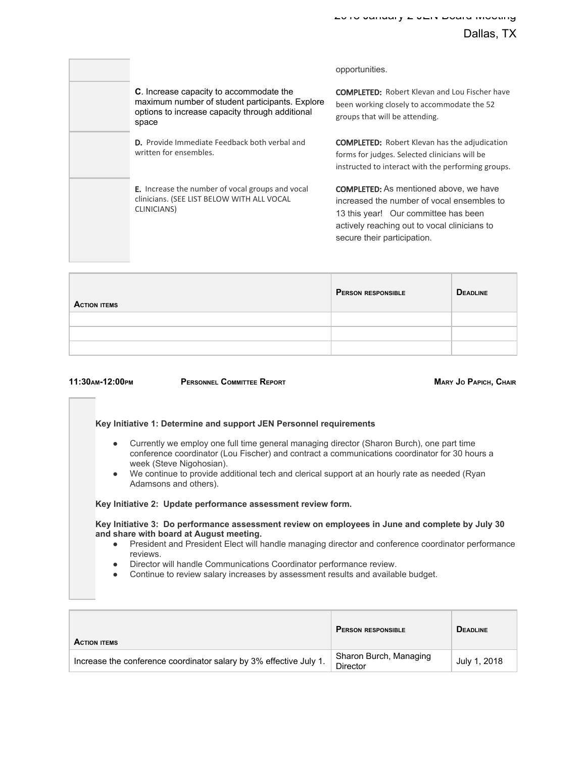| | | |
|---|---|---|
| | | opportunities. |
| | **C**. Increase capacity to accommodate the maximum number of student participants. Explore options to increase capacity through additional space | **COMPLETED:** Robert Klevan and Lou Fischer have been working closely to accommodate the 52 groups that will be attending. |
| | **D.** Provide Immediate Feedback both verbal and written for ensembles. | **COMPLETED:** Robert Klevan has the adjudication forms for judges. Selected clinicians will be instructed to interact with the performing groups. |
| | **E.** Increase the number of vocal groups and vocal clinicians. (SEE LIST BELOW WITH ALL VOCAL CLINICIANS) | **COMPLETED:** As mentioned above, we have increased the number of vocal ensembles to 13 this year! Our committee has been actively reaching out to vocal clinicians to secure their participation. |

| **Action items** | **Person responsible** | **Deadline** |
|---|---|---|
| | | |
| | | |
| | | |

**11:30am-12:00pm** **Personnel Committee Report** **Mary Jo Papich, Chair**

**Key Initiative 1: Determine and support JEN Personnel requirements**

- Currently we employ one full time general managing director (Sharon Burch), one part time conference coordinator (Lou Fischer) and contract a communications coordinator for 30 hours a week (Steve Nigohosian).
- We continue to provide additional tech and clerical support at an hourly rate as needed (Ryan Adamsons and others).

**Key Initiative 2: Update performance assessment review form.**

**Key Initiative 3: Do performance assessment review on employees in June and complete by July 30 and share with board at August meeting.**

- President and President Elect will handle managing director and conference coordinator performance reviews.
- Director will handle Communications Coordinator performance review.
- Continue to review salary increases by assessment results and available budget.

| **Action items** | **Person responsible** | **Deadline** |
|---|---|---|
| Increase the conference coordinator salary by 3% effective July 1. | Sharon Burch, Managing Director | July 1, 2018 |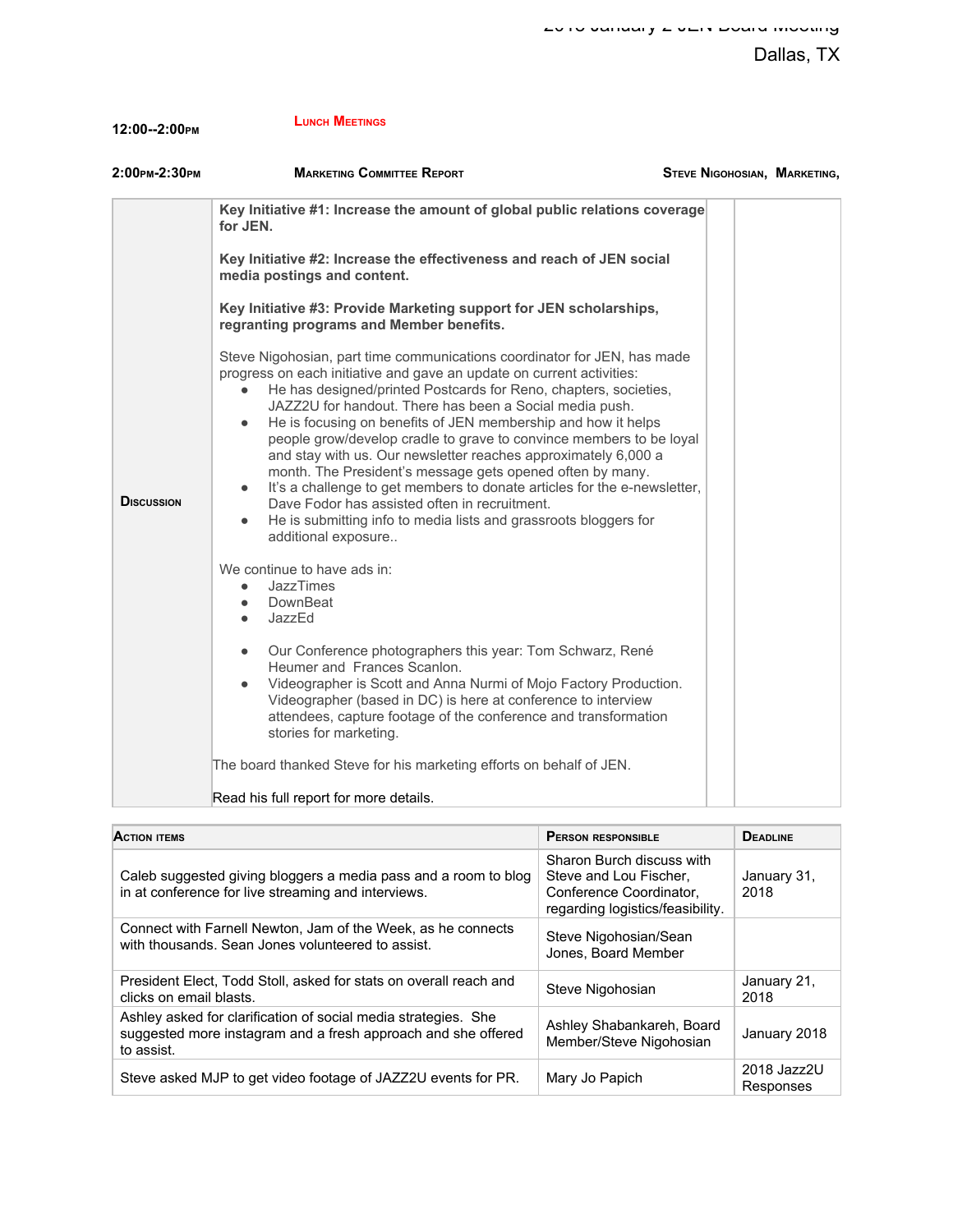Dallas, TX

| | | |
|---|---|---|
| **12:00--2:00PM** | **LUNCH MEETINGS** | |
| **2:00PM-2:30PM** | **MARKETING COMMITTEE REPORT** | **STEVE NIGOHOSIAN, MARKETING,** |

**DISCUSSION**

**Key Initiative #1: Increase the amount of global public relations coverage for JEN.**

**Key Initiative #2: Increase the effectiveness and reach of JEN social media postings and content.**

**Key Initiative #3: Provide Marketing support for JEN scholarships, regranting programs and Member benefits.**

Steve Nigohosian, part time communications coordinator for JEN, has made progress on each initiative and gave an update on current activities:

- He has designed/printed Postcards for Reno, chapters, societies, JAZZ2U for handout. There has been a Social media push.
- He is focusing on benefits of JEN membership and how it helps people grow/develop cradle to grave to convince members to be loyal and stay with us. Our newsletter reaches approximately 6,000 a month. The President's message gets opened often by many.
- It's a challenge to get members to donate articles for the e-newsletter, Dave Fodor has assisted often in recruitment.
- He is submitting info to media lists and grassroots bloggers for additional exposure..

We continue to have ads in:

- JazzTimes
- DownBeat
- JazzEd

- Our Conference photographers this year: Tom Schwarz, René Heumer and Frances Scanlon.
- Videographer is Scott and Anna Nurmi of Mojo Factory Production. Videographer (based in DC) is here at conference to interview attendees, capture footage of the conference and transformation stories for marketing.

The board thanked Steve for his marketing efforts on behalf of JEN.

Read his full report for more details.

| ACTION ITEMS | PERSON RESPONSIBLE | DEADLINE |
|---|---|---|
| Caleb suggested giving bloggers a media pass and a room to blog in at conference for live streaming and interviews. | Sharon Burch discuss with Steve and Lou Fischer, Conference Coordinator, regarding logistics/feasibility. | January 31, 2018 |
| Connect with Farnell Newton, Jam of the Week, as he connects with thousands. Sean Jones volunteered to assist. | Steve Nigohosian/Sean Jones, Board Member | |
| President Elect, Todd Stoll, asked for stats on overall reach and clicks on email blasts. | Steve Nigohosian | January 21, 2018 |
| Ashley asked for clarification of social media strategies. She suggested more instagram and a fresh approach and she offered to assist. | Ashley Shabankareh, Board Member/Steve Nigohosian | January 2018 |
| Steve asked MJP to get video footage of JAZZ2U events for PR. | Mary Jo Papich | 2018 Jazz2U Responses |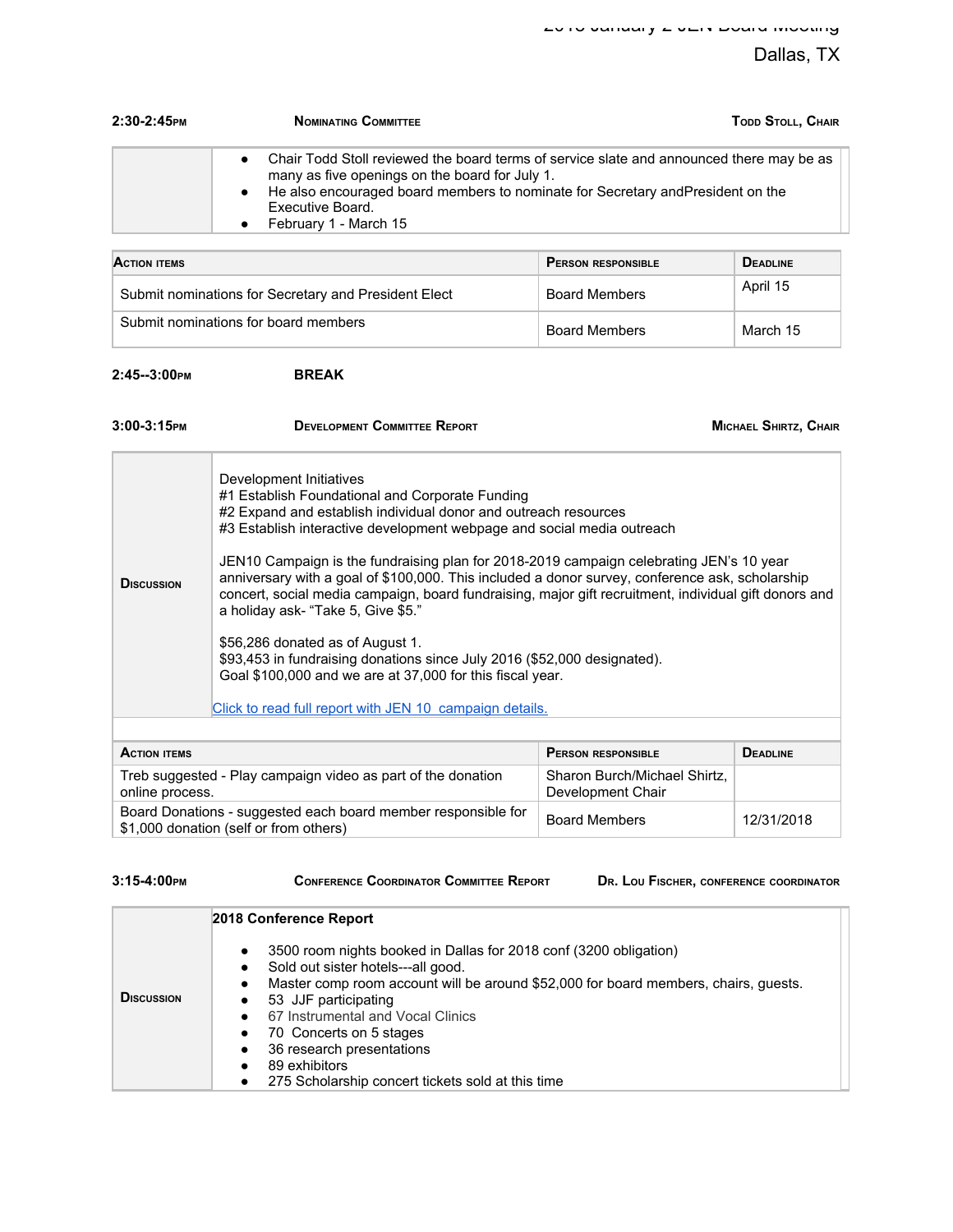2:30-2:45PM — **NOMINATING COMMITTEE** — TODD STOLL, CHAIR

- Chair Todd Stoll reviewed the board terms of service slate and announced there may be as many as five openings on the board for July 1.
- He also encouraged board members to nominate for Secretary andPresident on the Executive Board.
- February 1 - March 15

| ACTION ITEMS | PERSON RESPONSIBLE | DEADLINE |
|---|---|---|
| Submit nominations for Secretary and President Elect | Board Members | April 15 |
| Submit nominations for board members | Board Members | March 15 |

2:45--3:00PM — **BREAK**

3:00-3:15PM — **DEVELOPMENT COMMITTEE REPORT** — MICHAEL SHIRTZ, CHAIR

**DISCUSSION**

Development Initiatives
#1 Establish Foundational and Corporate Funding
#2 Expand and establish individual donor and outreach resources
#3 Establish interactive development webpage and social media outreach

JEN10 Campaign is the fundraising plan for 2018-2019 campaign celebrating JEN's 10 year anniversary with a goal of $100,000. This included a donor survey, conference ask, scholarship concert, social media campaign, board fundraising, major gift recruitment, individual gift donors and a holiday ask- "Take 5, Give $5."

$56,286 donated as of August 1.
$93,453 in fundraising donations since July 2016 ($52,000 designated).
Goal $100,000 and we are at 37,000 for this fiscal year.

Click to read full report with JEN 10 campaign details.

| ACTION ITEMS | PERSON RESPONSIBLE | DEADLINE |
|---|---|---|
| Treb suggested - Play campaign video as part of the donation online process. | Sharon Burch/Michael Shirtz, Development Chair | |
| Board Donations - suggested each board member responsible for $1,000 donation (self or from others) | Board Members | 12/31/2018 |

3:15-4:00PM — **CONFERENCE COORDINATOR COMMITTEE REPORT** — DR. LOU FISCHER, CONFERENCE COORDINATOR

**DISCUSSION**

**2018 Conference Report**

- 3500 room nights booked in Dallas for 2018 conf (3200 obligation)
- Sold out sister hotels---all good.
- Master comp room account will be around $52,000 for board members, chairs, guests.
- 53 JJF participating
- 67 Instrumental and Vocal Clinics
- 70 Concerts on 5 stages
- 36 research presentations
- 89 exhibitors
- 275 Scholarship concert tickets sold at this time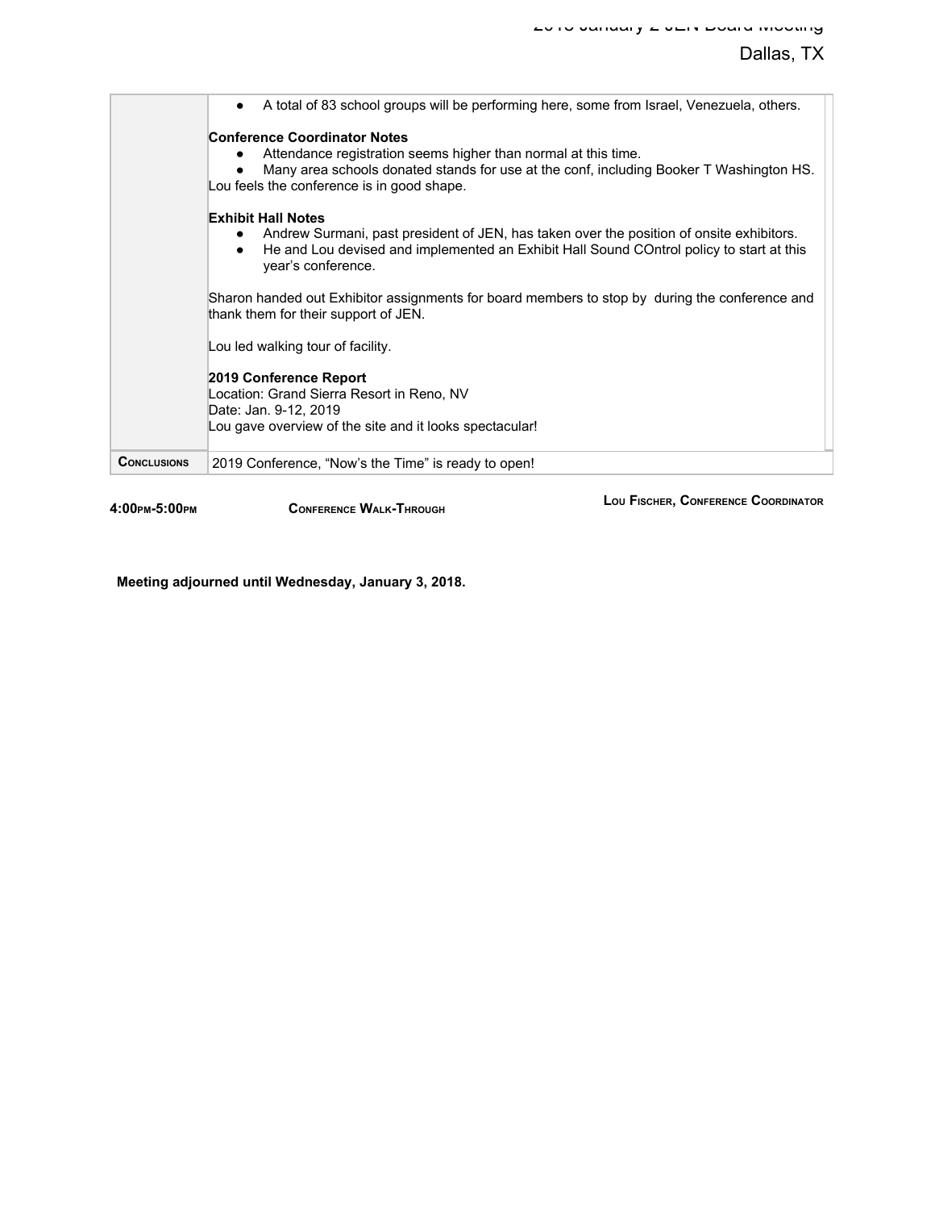| | |
|---|---|
| | • A total of 83 school groups will be performing here, some from Israel, Venezuela, others.<br><br>**Conference Coordinator Notes**<br>• Attendance registration seems higher than normal at this time.<br>• Many area schools donated stands for use at the conf, including Booker T Washington HS.<br>Lou feels the conference is in good shape.<br><br>**Exhibit Hall Notes**<br>• Andrew Surmani, past president of JEN, has taken over the position of onsite exhibitors.<br>• He and Lou devised and implemented an Exhibit Hall Sound COntrol policy to start at this year's conference.<br><br>Sharon handed out Exhibitor assignments for board members to stop by during the conference and thank them for their support of JEN.<br><br>Lou led walking tour of facility.<br><br>**2019 Conference Report**<br>Location: Grand Sierra Resort in Reno, NV<br>Date: Jan. 9-12, 2019<br>Lou gave overview of the site and it looks spectacular! |
| **CONCLUSIONS** | 2019 Conference, "Now's the Time" is ready to open! |

**4:00PM-5:00PM** **CONFERENCE WALK-THROUGH** **LOU FISCHER, CONFERENCE COORDINATOR**

**Meeting adjourned until Wednesday, January 3, 2018.**